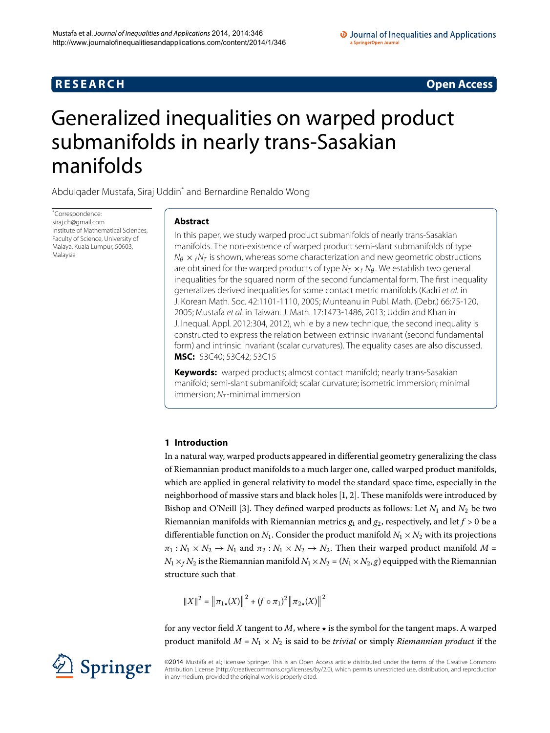RESEARCH | Open Access

# Generalized inequalities on warped product submanifolds in nearly trans-Sasakian manifolds

Abdulqader Mustafa, Siraj Uddin* and Bernardine Renaldo Wong

*Correspondence: siraj.ch@gmail.com
Institute of Mathematical Sciences, Faculty of Science, University of Malaya, Kuala Lumpur, 50603, Malaysia

## Abstract

In this paper, we study warped product submanifolds of nearly trans-Sasakian manifolds. The non-existence of warped product semi-slant submanifolds of type $N_\theta \times {}_f N_T$ is shown, whereas some characterization and new geometric obstructions are obtained for the warped products of type $N_T \times_f N_\theta$. We establish two general inequalities for the squared norm of the second fundamental form. The first inequality generalizes derived inequalities for some contact metric manifolds (Kadri *et al.* in J. Korean Math. Soc. 42:1101-1110, 2005; Munteanu in Publ. Math. (Debr.) 66:75-120, 2005; Mustafa *et al.* in Taiwan. J. Math. 17:1473-1486, 2013; Uddin and Khan in J. Inequal. Appl. 2012:304, 2012), while by a new technique, the second inequality is constructed to express the relation between extrinsic invariant (second fundamental form) and intrinsic invariant (scalar curvatures). The equality cases are also discussed.

**MSC:** 53C40; 53C42; 53C15

**Keywords:** warped products; almost contact manifold; nearly trans-Sasakian manifold; semi-slant submanifold; scalar curvature; isometric immersion; minimal immersion; $N_T$-minimal immersion

## 1 Introduction

In a natural way, warped products appeared in differential geometry generalizing the class of Riemannian product manifolds to a much larger one, called warped product manifolds, which are applied in general relativity to model the standard space time, especially in the neighborhood of massive stars and black holes [1, 2]. These manifolds were introduced by Bishop and O'Neill [3]. They defined warped products as follows: Let $N_1$ and $N_2$ be two Riemannian manifolds with Riemannian metrics $g_1$ and $g_2$, respectively, and let $f > 0$ be a differentiable function on $N_1$. Consider the product manifold $N_1 \times N_2$ with its projections $\pi_1 : N_1 \times N_2 \to N_1$ and $\pi_2 : N_1 \times N_2 \to N_2$. Then their warped product manifold $M = N_1 \times_f N_2$ is the Riemannian manifold $N_1 \times N_2 = (N_1 \times N_2, g)$ equipped with the Riemannian structure such that

$$\|X\|^2 = \left\|\pi_{1\star}(X)\right\|^2 + (f \circ \pi_1)^2 \left\|\pi_{2\star}(X)\right\|^2$$

for any vector field $X$ tangent to $M$, where $\star$ is the symbol for the tangent maps. A warped product manifold $M = N_1 \times N_2$ is said to be *trivial* or simply *Riemannian product* if the

©2014 Mustafa et al.; licensee Springer. This is an Open Access article distributed under the terms of the Creative Commons Attribution License (http://creativecommons.org/licenses/by/2.0), which permits unrestricted use, distribution, and reproduction in any medium, provided the original work is properly cited.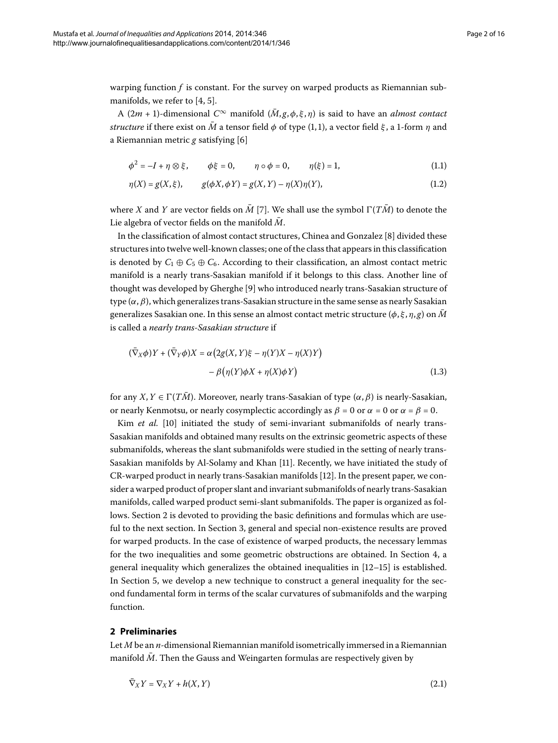warping function $f$ is constant. For the survey on warped products as Riemannian submanifolds, we refer to [4, 5].

A $(2m+1)$-dimensional $C^\infty$ manifold $(\bar{M}, g, \phi, \xi, \eta)$ is said to have an *almost contact structure* if there exist on $\bar{M}$ a tensor field $\phi$ of type $(1,1)$, a vector field $\xi$, a 1-form $\eta$ and a Riemannian metric $g$ satisfying [6]

$$\phi^2 = -I + \eta \otimes \xi, \qquad \phi\xi = 0, \qquad \eta \circ \phi = 0, \qquad \eta(\xi) = 1, \tag{1.1}$$

$$\eta(X) = g(X, \xi), \qquad g(\phi X, \phi Y) = g(X, Y) - \eta(X)\eta(Y), \tag{1.2}$$

where $X$ and $Y$ are vector fields on $\bar{M}$ [7]. We shall use the symbol $\Gamma(T\bar{M})$ to denote the Lie algebra of vector fields on the manifold $\bar{M}$.

In the classification of almost contact structures, Chinea and Gonzalez [8] divided these structures into twelve well-known classes; one of the class that appears in this classification is denoted by $C_1 \oplus C_5 \oplus C_6$. According to their classification, an almost contact metric manifold is a nearly trans-Sasakian manifold if it belongs to this class. Another line of thought was developed by Gherghe [9] who introduced nearly trans-Sasakian structure of type $(\alpha, \beta)$, which generalizes trans-Sasakian structure in the same sense as nearly Sasakian generalizes Sasakian one. In this sense an almost contact metric structure $(\phi, \xi, \eta, g)$ on $\bar{M}$ is called a *nearly trans-Sasakian structure* if

$$\begin{aligned}(\bar{\nabla}_X \phi)Y + (\bar{\nabla}_Y \phi)X &= \alpha\big(2g(X, Y)\xi - \eta(Y)X - \eta(X)Y\big) \\ &\quad - \beta\big(\eta(Y)\phi X + \eta(X)\phi Y\big)\end{aligned} \tag{1.3}$$

for any $X, Y \in \Gamma(T\bar{M})$. Moreover, nearly trans-Sasakian of type $(\alpha, \beta)$ is nearly-Sasakian, or nearly Kenmotsu, or nearly cosymplectic accordingly as $\beta = 0$ or $\alpha = 0$ or $\alpha = \beta = 0$.

Kim *et al.* [10] initiated the study of semi-invariant submanifolds of nearly trans-Sasakian manifolds and obtained many results on the extrinsic geometric aspects of these submanifolds, whereas the slant submanifolds were studied in the setting of nearly trans-Sasakian manifolds by Al-Solamy and Khan [11]. Recently, we have initiated the study of CR-warped product in nearly trans-Sasakian manifolds [12]. In the present paper, we consider a warped product of proper slant and invariant submanifolds of nearly trans-Sasakian manifolds, called warped product semi-slant submanifolds. The paper is organized as follows. Section 2 is devoted to providing the basic definitions and formulas which are useful to the next section. In Section 3, general and special non-existence results are proved for warped products. In the case of existence of warped products, the necessary lemmas for the two inequalities and some geometric obstructions are obtained. In Section 4, a general inequality which generalizes the obtained inequalities in [12–15] is established. In Section 5, we develop a new technique to construct a general inequality for the second fundamental form in terms of the scalar curvatures of submanifolds and the warping function.

## 2 Preliminaries

Let $M$ be an $n$-dimensional Riemannian manifold isometrically immersed in a Riemannian manifold $\bar{M}$. Then the Gauss and Weingarten formulas are respectively given by

$$\bar{\nabla}_X Y = \nabla_X Y + h(X, Y) \tag{2.1}$$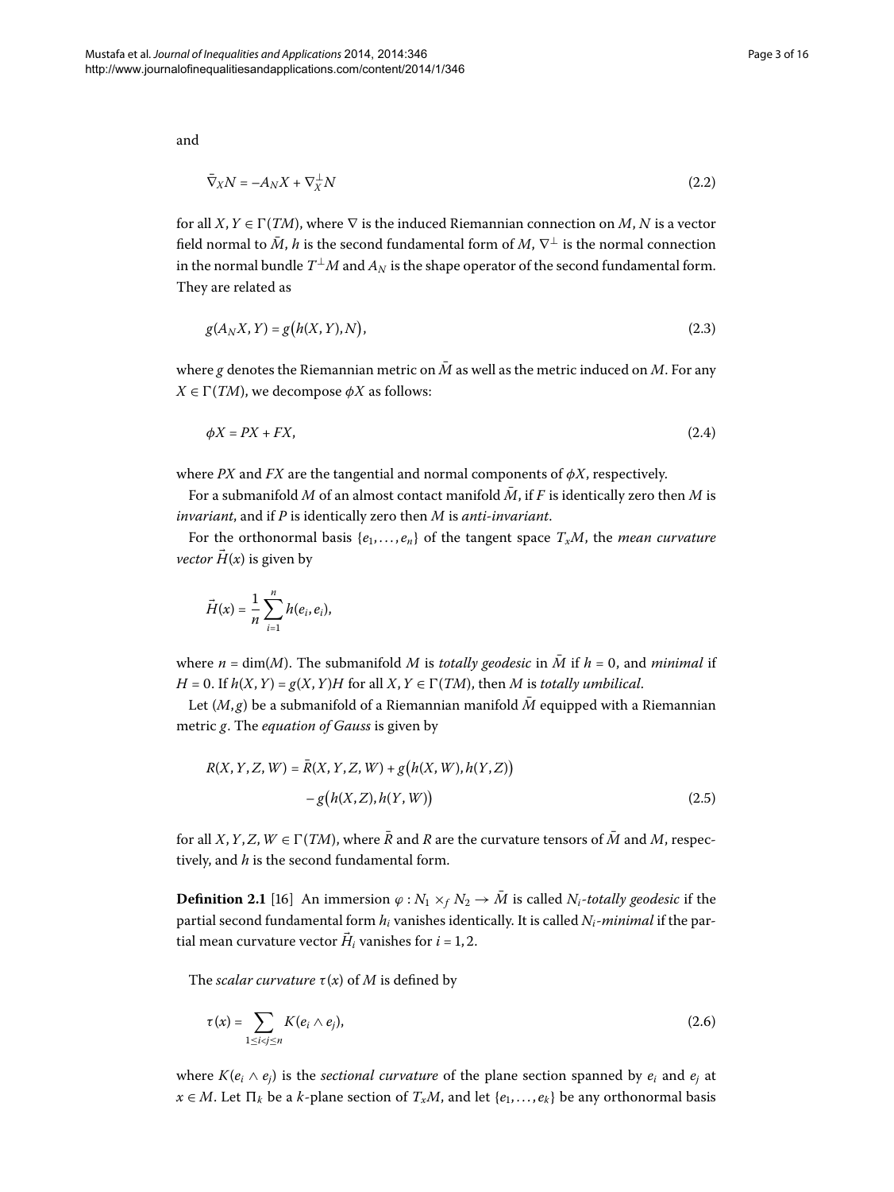and

$$\bar{\nabla}_X N = -A_N X + \nabla_X^{\perp} N \tag{2.2}$$

for all $X, Y \in \Gamma(TM)$, where $\nabla$ is the induced Riemannian connection on $M$, $N$ is a vector field normal to $\bar{M}$, $h$ is the second fundamental form of $M$, $\nabla^{\perp}$ is the normal connection in the normal bundle $T^{\perp}M$ and $A_N$ is the shape operator of the second fundamental form. They are related as

$$g(A_N X, Y) = g\big(h(X, Y), N\big), \tag{2.3}$$

where $g$ denotes the Riemannian metric on $\bar{M}$ as well as the metric induced on $M$. For any $X \in \Gamma(TM)$, we decompose $\phi X$ as follows:

$$\phi X = PX + FX, \tag{2.4}$$

where $PX$ and $FX$ are the tangential and normal components of $\phi X$, respectively.

For a submanifold $M$ of an almost contact manifold $\bar{M}$, if $F$ is identically zero then $M$ is *invariant*, and if $P$ is identically zero then $M$ is *anti-invariant*.

For the orthonormal basis $\{e_1, \dots, e_n\}$ of the tangent space $T_x M$, the *mean curvature vector* $\vec{H}(x)$ is given by

$$\vec{H}(x) = \frac{1}{n} \sum_{i=1}^{n} h(e_i, e_i),$$

where $n = \dim(M)$. The submanifold $M$ is *totally geodesic* in $\bar{M}$ if $h = 0$, and *minimal* if $H = 0$. If $h(X, Y) = g(X, Y)H$ for all $X, Y \in \Gamma(TM)$, then $M$ is *totally umbilical*.

Let $(M, g)$ be a submanifold of a Riemannian manifold $\bar{M}$ equipped with a Riemannian metric $g$. The *equation of Gauss* is given by

$$\begin{aligned} R(X, Y, Z, W) = {} & \bar{R}(X, Y, Z, W) + g\big(h(X, W), h(Y, Z)\big) \\ & - g\big(h(X, Z), h(Y, W)\big) \end{aligned} \tag{2.5}$$

for all $X, Y, Z, W \in \Gamma(TM)$, where $\bar{R}$ and $R$ are the curvature tensors of $\bar{M}$ and $M$, respectively, and $h$ is the second fundamental form.

**Definition 2.1** [16] An immersion $\varphi : N_1 \times_f N_2 \to \bar{M}$ is called *$N_i$-totally geodesic* if the partial second fundamental form $h_i$ vanishes identically. It is called *$N_i$-minimal* if the partial mean curvature vector $\vec{H}_i$ vanishes for $i = 1, 2$.

The *scalar curvature* $\tau(x)$ of $M$ is defined by

$$\tau(x) = \sum_{1 \le i < j \le n} K(e_i \wedge e_j), \tag{2.6}$$

where $K(e_i \wedge e_j)$ is the *sectional curvature* of the plane section spanned by $e_i$ and $e_j$ at $x \in M$. Let $\Pi_k$ be a $k$-plane section of $T_x M$, and let $\{e_1, \dots, e_k\}$ be any orthonormal basis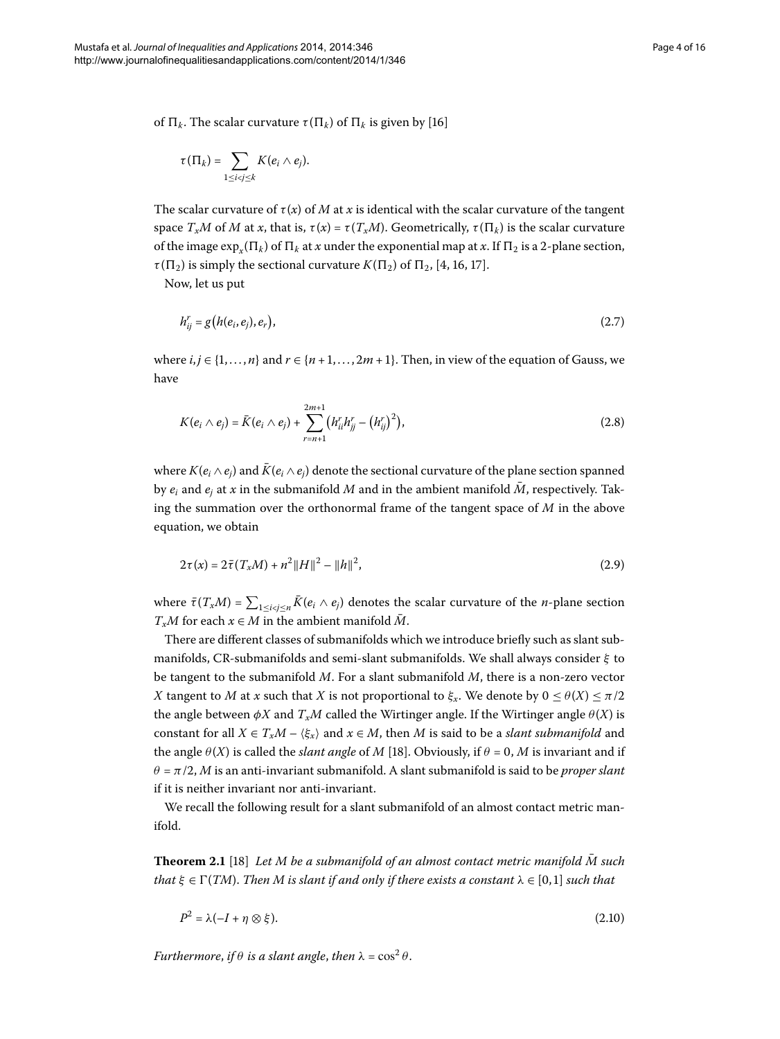of $\Pi_k$. The scalar curvature $\tau(\Pi_k)$ of $\Pi_k$ is given by [16]

$$\tau(\Pi_k) = \sum_{1 \leq i < j \leq k} K(e_i \wedge e_j).$$

The scalar curvature of $\tau(x)$ of $M$ at $x$ is identical with the scalar curvature of the tangent space $T_xM$ of $M$ at $x$, that is, $\tau(x) = \tau(T_xM)$. Geometrically, $\tau(\Pi_k)$ is the scalar curvature of the image $\exp_x(\Pi_k)$ of $\Pi_k$ at $x$ under the exponential map at $x$. If $\Pi_2$ is a 2-plane section, $\tau(\Pi_2)$ is simply the sectional curvature $K(\Pi_2)$ of $\Pi_2$, [4, 16, 17].

Now, let us put

$$h_{ij}^r = g\big(h(e_i, e_j), e_r\big), \tag{2.7}$$

where $i, j \in \{1, \ldots, n\}$ and $r \in \{n+1, \ldots, 2m+1\}$. Then, in view of the equation of Gauss, we have

$$K(e_i \wedge e_j) = \bar{K}(e_i \wedge e_j) + \sum_{r=n+1}^{2m+1} \big(h_{ii}^r h_{jj}^r - \big(h_{ij}^r\big)^2\big), \tag{2.8}$$

where $K(e_i \wedge e_j)$ and $\bar{K}(e_i \wedge e_j)$ denote the sectional curvature of the plane section spanned by $e_i$ and $e_j$ at $x$ in the submanifold $M$ and in the ambient manifold $\bar{M}$, respectively. Taking the summation over the orthonormal frame of the tangent space of $M$ in the above equation, we obtain

$$2\tau(x) = 2\bar{\tau}(T_xM) + n^2\|H\|^2 - \|h\|^2, \tag{2.9}$$

where $\bar{\tau}(T_xM) = \sum_{1 \leq i < j \leq n} \bar{K}(e_i \wedge e_j)$ denotes the scalar curvature of the $n$-plane section $T_xM$ for each $x \in M$ in the ambient manifold $\bar{M}$.

There are different classes of submanifolds which we introduce briefly such as slant submanifolds, CR-submanifolds and semi-slant submanifolds. We shall always consider $\xi$ to be tangent to the submanifold $M$. For a slant submanifold $M$, there is a non-zero vector $X$ tangent to $M$ at $x$ such that $X$ is not proportional to $\xi_x$. We denote by $0 \leq \theta(X) \leq \pi/2$ the angle between $\phi X$ and $T_xM$ called the Wirtinger angle. If the Wirtinger angle $\theta(X)$ is constant for all $X \in T_xM - \langle \xi_x \rangle$ and $x \in M$, then $M$ is said to be a *slant submanifold* and the angle $\theta(X)$ is called the *slant angle* of $M$ [18]. Obviously, if $\theta = 0$, $M$ is invariant and if $\theta = \pi/2$, $M$ is an anti-invariant submanifold. A slant submanifold is said to be *proper slant* if it is neither invariant nor anti-invariant.

We recall the following result for a slant submanifold of an almost contact metric manifold.

**Theorem 2.1** [18] *Let $M$ be a submanifold of an almost contact metric manifold $\bar{M}$ such that $\xi \in \Gamma(TM)$. Then $M$ is slant if and only if there exists a constant $\lambda \in [0,1]$ such that*

$$P^2 = \lambda(-I + \eta \otimes \xi). \tag{2.10}$$

*Furthermore, if $\theta$ is a slant angle, then $\lambda = \cos^2\theta$.*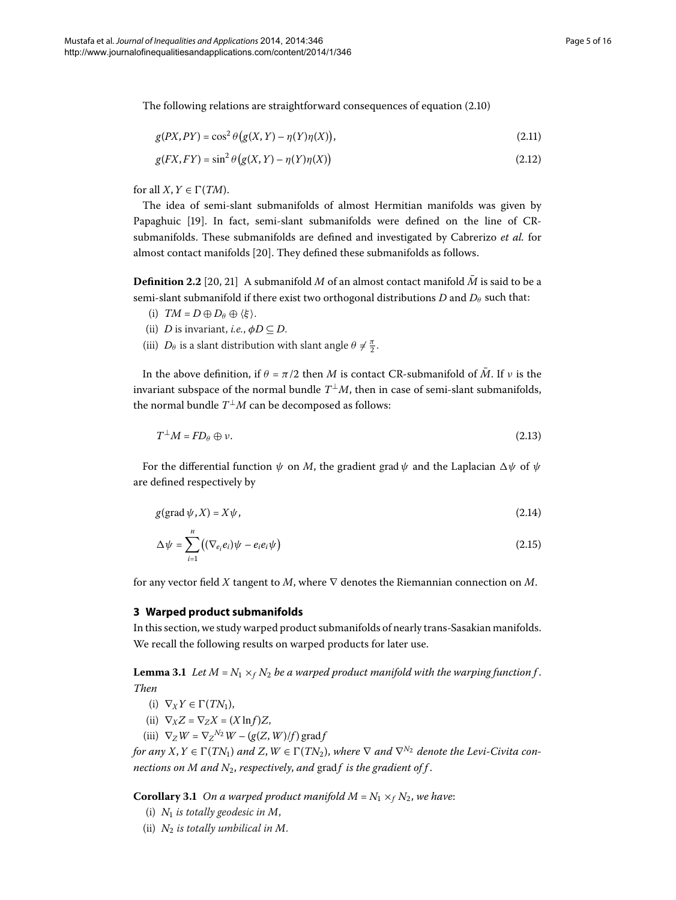The following relations are straightforward consequences of equation (2.10)

$$g(PX, PY) = \cos^2\theta\big(g(X,Y) - \eta(Y)\eta(X)\big), \tag{2.11}$$

$$g(FX, FY) = \sin^2\theta\big(g(X,Y) - \eta(Y)\eta(X)\big) \tag{2.12}$$

for all $X, Y \in \Gamma(TM)$.

The idea of semi-slant submanifolds of almost Hermitian manifolds was given by Papaghuic [19]. In fact, semi-slant submanifolds were defined on the line of CR-submanifolds. These submanifolds are defined and investigated by Cabrerizo *et al.* for almost contact manifolds [20]. They defined these submanifolds as follows.

**Definition 2.2** [20, 21] A submanifold $M$ of an almost contact manifold $\bar{M}$ is said to be a semi-slant submanifold if there exist two orthogonal distributions $D$ and $D_\theta$ such that:

(i) $TM = D \oplus D_\theta \oplus \langle\xi\rangle$.

(ii) $D$ is invariant, *i.e.*, $\phi D \subseteq D$.

(iii) $D_\theta$ is a slant distribution with slant angle $\theta \neq \frac{\pi}{2}$.

In the above definition, if $\theta = \pi/2$ then $M$ is contact CR-submanifold of $\bar{M}$. If $\nu$ is the invariant subspace of the normal bundle $T^\perp M$, then in case of semi-slant submanifolds, the normal bundle $T^\perp M$ can be decomposed as follows:

$$T^\perp M = FD_\theta \oplus \nu. \tag{2.13}$$

For the differential function $\psi$ on $M$, the gradient $\operatorname{grad}\psi$ and the Laplacian $\Delta\psi$ of $\psi$ are defined respectively by

$$g(\operatorname{grad}\psi, X) = X\psi, \tag{2.14}$$

$$\Delta\psi = \sum_{i=1}^{n}\big((\nabla_{e_i}e_i)\psi - e_ie_i\psi\big) \tag{2.15}$$

for any vector field $X$ tangent to $M$, where $\nabla$ denotes the Riemannian connection on $M$.

## 3 Warped product submanifolds

In this section, we study warped product submanifolds of nearly trans-Sasakian manifolds. We recall the following results on warped products for later use.

**Lemma 3.1** *Let $M = N_1 \times_f N_2$ be a warped product manifold with the warping function $f$. Then*

(i) $\nabla_X Y \in \Gamma(TN_1)$,

(ii) $\nabla_X Z = \nabla_Z X = (X\ln f)Z$,

(iii) $\nabla_Z W = \nabla_Z^{N_2} W - (g(Z,W)/f)\operatorname{grad} f$

*for any $X, Y \in \Gamma(TN_1)$ and $Z, W \in \Gamma(TN_2)$, where $\nabla$ and $\nabla^{N_2}$ denote the Levi-Civita connections on $M$ and $N_2$, respectively, and $\operatorname{grad} f$ is the gradient of $f$.*

**Corollary 3.1** *On a warped product manifold $M = N_1 \times_f N_2$, we have*:

(i) *$N_1$ is totally geodesic in $M$,*

(ii) *$N_2$ is totally umbilical in $M$.*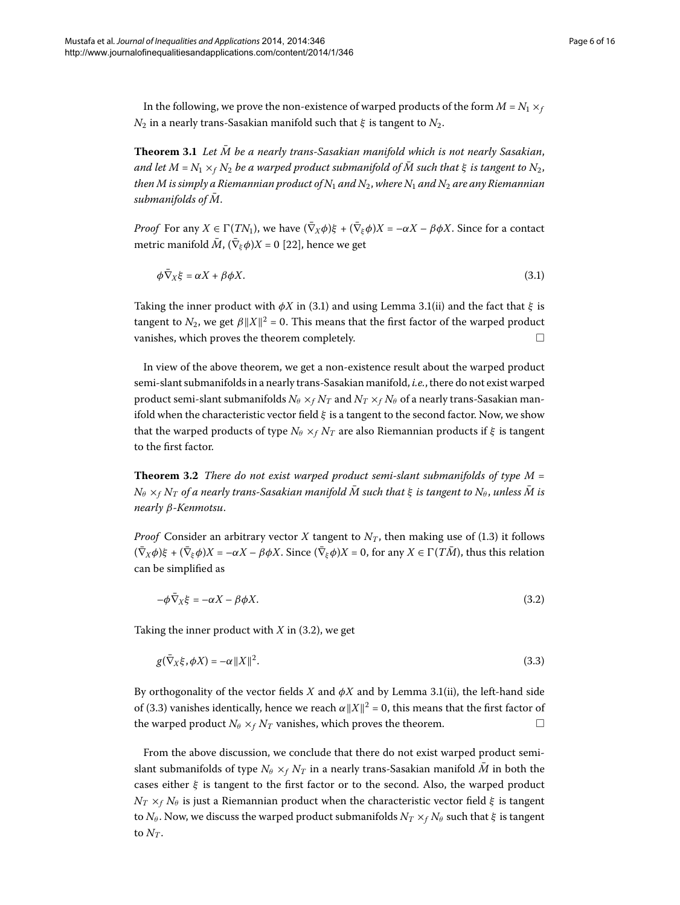In the following, we prove the non-existence of warped products of the form $M = N_1 \times_f N_2$ in a nearly trans-Sasakian manifold such that $\xi$ is tangent to $N_2$.

**Theorem 3.1** *Let $\bar{M}$ be a nearly trans-Sasakian manifold which is not nearly Sasakian, and let $M = N_1 \times_f N_2$ be a warped product submanifold of $\bar{M}$ such that $\xi$ is tangent to $N_2$, then $M$ is simply a Riemannian product of $N_1$ and $N_2$, where $N_1$ and $N_2$ are any Riemannian submanifolds of $\bar{M}$.*

*Proof* For any $X \in \Gamma(TN_1)$, we have $(\bar{\nabla}_X \phi)\xi + (\bar{\nabla}_\xi \phi)X = -\alpha X - \beta \phi X$. Since for a contact metric manifold $\bar{M}$, $(\bar{\nabla}_\xi \phi)X = 0$ [22], hence we get

$$\phi \bar{\nabla}_X \xi = \alpha X + \beta \phi X. \tag{3.1}$$

Taking the inner product with $\phi X$ in (3.1) and using Lemma 3.1(ii) and the fact that $\xi$ is tangent to $N_2$, we get $\beta \|X\|^2 = 0$. This means that the first factor of the warped product vanishes, which proves the theorem completely. $\square$

In view of the above theorem, we get a non-existence result about the warped product semi-slant submanifolds in a nearly trans-Sasakian manifold, *i.e.*, there do not exist warped product semi-slant submanifolds $N_\theta \times_f N_T$ and $N_T \times_f N_\theta$ of a nearly trans-Sasakian manifold when the characteristic vector field $\xi$ is a tangent to the second factor. Now, we show that the warped products of type $N_\theta \times_f N_T$ are also Riemannian products if $\xi$ is tangent to the first factor.

**Theorem 3.2** *There do not exist warped product semi-slant submanifolds of type $M = N_\theta \times_f N_T$ of a nearly trans-Sasakian manifold $\bar{M}$ such that $\xi$ is tangent to $N_\theta$, unless $\bar{M}$ is nearly $\beta$-Kenmotsu.*

*Proof* Consider an arbitrary vector $X$ tangent to $N_T$, then making use of (1.3) it follows $(\bar{\nabla}_X \phi)\xi + (\bar{\nabla}_\xi \phi)X = -\alpha X - \beta \phi X$. Since $(\bar{\nabla}_\xi \phi)X = 0$, for any $X \in \Gamma(T\bar{M})$, thus this relation can be simplified as

$$-\phi \bar{\nabla}_X \xi = -\alpha X - \beta \phi X. \tag{3.2}$$

Taking the inner product with $X$ in (3.2), we get

$$g(\bar{\nabla}_X \xi, \phi X) = -\alpha \|X\|^2. \tag{3.3}$$

By orthogonality of the vector fields $X$ and $\phi X$ and by Lemma 3.1(ii), the left-hand side of (3.3) vanishes identically, hence we reach $\alpha \|X\|^2 = 0$, this means that the first factor of the warped product $N_\theta \times_f N_T$ vanishes, which proves the theorem. $\square$

From the above discussion, we conclude that there do not exist warped product semi-slant submanifolds of type $N_\theta \times_f N_T$ in a nearly trans-Sasakian manifold $\bar{M}$ in both the cases either $\xi$ is tangent to the first factor or to the second. Also, the warped product $N_T \times_f N_\theta$ is just a Riemannian product when the characteristic vector field $\xi$ is tangent to $N_\theta$. Now, we discuss the warped product submanifolds $N_T \times_f N_\theta$ such that $\xi$ is tangent to $N_T$.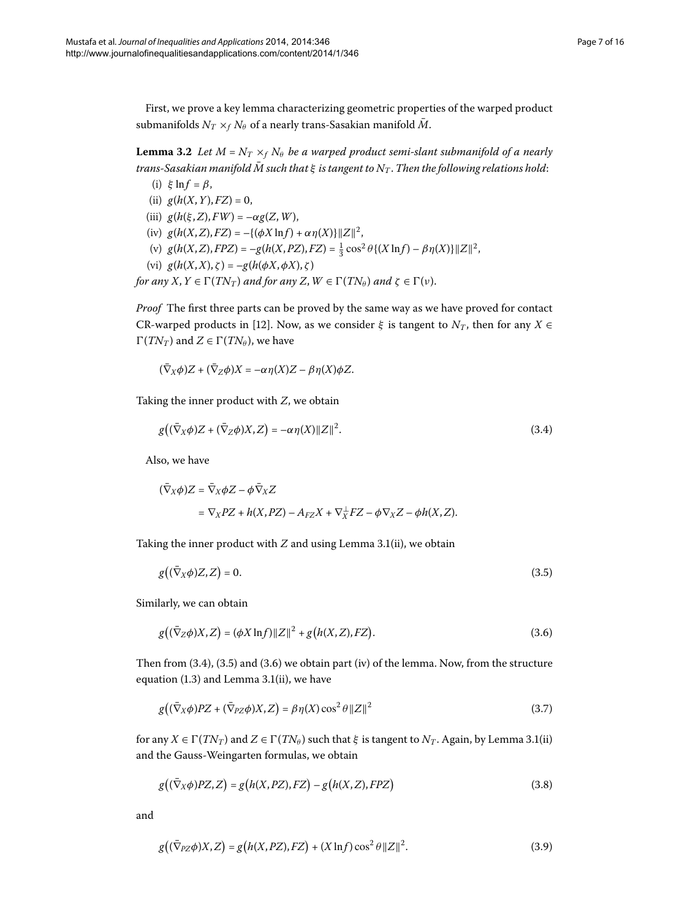First, we prove a key lemma characterizing geometric properties of the warped product submanifolds $N_T \times_f N_\theta$ of a nearly trans-Sasakian manifold $\bar{M}$.

**Lemma 3.2** *Let $M = N_T \times_f N_\theta$ be a warped product semi-slant submanifold of a nearly trans-Sasakian manifold $\bar{M}$ such that $\xi$ is tangent to $N_T$. Then the following relations hold*:

(i) $\xi \ln f = \beta$,

(ii) $g(h(X,Y), FZ) = 0$,

(iii) $g(h(\xi, Z), FW) = -\alpha g(Z, W)$,

(iv) $g(h(X,Z), FZ) = -\{(\phi X \ln f) + \alpha\eta(X)\}\|Z\|^2$,

(v) $g(h(X,Z), FPZ) = -g(h(X,PZ), FZ) = \frac{1}{3}\cos^2\theta\{(X\ln f) - \beta\eta(X)\}\|Z\|^2$,

(vi) $g(h(X,X), \zeta) = -g(h(\phi X, \phi X), \zeta)$

*for any $X, Y \in \Gamma(TN_T)$ and for any $Z, W \in \Gamma(TN_\theta)$ and $\zeta \in \Gamma(\nu)$.*

*Proof* The first three parts can be proved by the same way as we have proved for contact CR-warped products in [12]. Now, as we consider $\xi$ is tangent to $N_T$, then for any $X \in \Gamma(TN_T)$ and $Z \in \Gamma(TN_\theta)$, we have

$$(\bar{\nabla}_X\phi)Z + (\bar{\nabla}_Z\phi)X = -\alpha\eta(X)Z - \beta\eta(X)\phi Z.$$

Taking the inner product with $Z$, we obtain

$$g\big((\bar{\nabla}_X\phi)Z + (\bar{\nabla}_Z\phi)X, Z\big) = -\alpha\eta(X)\|Z\|^2. \tag{3.4}$$

Also, we have

$$\begin{aligned}(\bar{\nabla}_X\phi)Z &= \bar{\nabla}_X\phi Z - \phi\bar{\nabla}_X Z \\ &= \nabla_X PZ + h(X, PZ) - A_{FZ}X + \nabla_X^\perp FZ - \phi\nabla_X Z - \phi h(X,Z).\end{aligned}$$

Taking the inner product with $Z$ and using Lemma 3.1(ii), we obtain

$$g\big((\bar{\nabla}_X\phi)Z, Z\big) = 0. \tag{3.5}$$

Similarly, we can obtain

$$g\big((\bar{\nabla}_Z\phi)X, Z\big) = (\phi X\ln f)\|Z\|^2 + g\big(h(X,Z), FZ\big). \tag{3.6}$$

Then from (3.4), (3.5) and (3.6) we obtain part (iv) of the lemma. Now, from the structure equation (1.3) and Lemma 3.1(ii), we have

$$g\big((\bar{\nabla}_X\phi)PZ + (\bar{\nabla}_{PZ}\phi)X, Z\big) = \beta\eta(X)\cos^2\theta\|Z\|^2 \tag{3.7}$$

for any $X \in \Gamma(TN_T)$ and $Z \in \Gamma(TN_\theta)$ such that $\xi$ is tangent to $N_T$. Again, by Lemma 3.1(ii) and the Gauss-Weingarten formulas, we obtain

$$g\big((\bar{\nabla}_X\phi)PZ, Z\big) = g\big(h(X, PZ), FZ\big) - g\big(h(X,Z), FPZ\big) \tag{3.8}$$

and

$$g\big((\bar{\nabla}_{PZ}\phi)X, Z\big) = g\big(h(X,PZ), FZ\big) + (X\ln f)\cos^2\theta\|Z\|^2. \tag{3.9}$$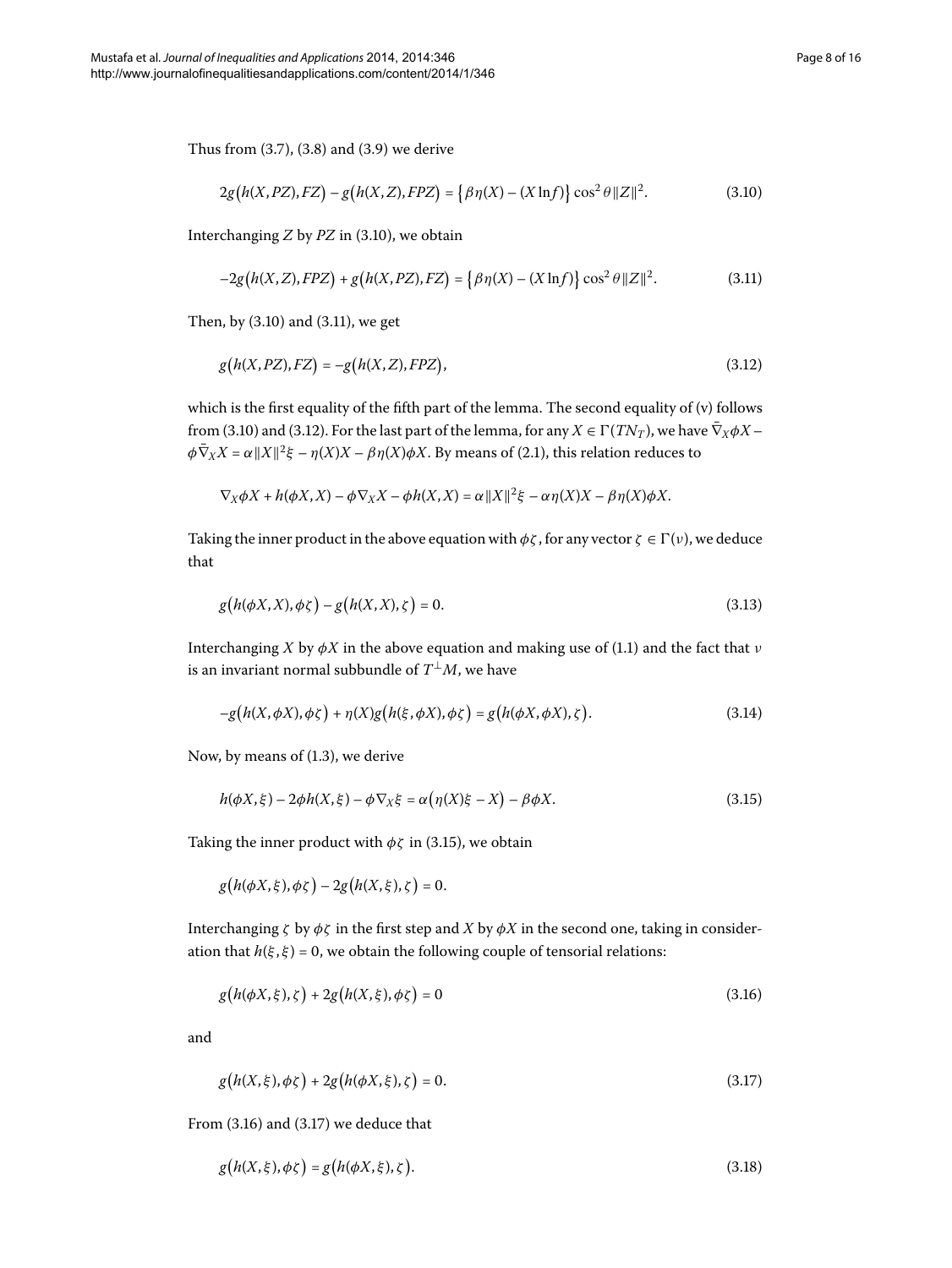Thus from (3.7), (3.8) and (3.9) we derive

$$2g\big(h(X,PZ),FZ\big) - g\big(h(X,Z),FPZ\big) = \big\{\beta\eta(X) - (X\ln f)\big\}\cos^2\theta\|Z\|^2. \tag{3.10}$$

Interchanging $Z$ by $PZ$ in (3.10), we obtain

$$-2g\big(h(X,Z),FPZ\big) + g\big(h(X,PZ),FZ\big) = \big\{\beta\eta(X) - (X\ln f)\big\}\cos^2\theta\|Z\|^2. \tag{3.11}$$

Then, by (3.10) and (3.11), we get

$$g\big(h(X,PZ),FZ\big) = -g\big(h(X,Z),FPZ\big), \tag{3.12}$$

which is the first equality of the fifth part of the lemma. The second equality of (v) follows from (3.10) and (3.12). For the last part of the lemma, for any $X \in \Gamma(TN_T)$, we have $\bar{\nabla}_X\phi X - \phi\bar{\nabla}_X X = \alpha\|X\|^2\xi - \eta(X)X - \beta\eta(X)\phi X$. By means of (2.1), this relation reduces to

$$\nabla_X\phi X + h(\phi X,X) - \phi\nabla_X X - \phi h(X,X) = \alpha\|X\|^2\xi - \alpha\eta(X)X - \beta\eta(X)\phi X.$$

Taking the inner product in the above equation with $\phi\zeta$, for any vector $\zeta \in \Gamma(\nu)$, we deduce that

$$g\big(h(\phi X,X),\phi\zeta\big) - g\big(h(X,X),\zeta\big) = 0. \tag{3.13}$$

Interchanging $X$ by $\phi X$ in the above equation and making use of (1.1) and the fact that $\nu$ is an invariant normal subbundle of $T^\perp M$, we have

$$-g\big(h(X,\phi X),\phi\zeta\big) + \eta(X)g\big(h(\xi,\phi X),\phi\zeta\big) = g\big(h(\phi X,\phi X),\zeta\big). \tag{3.14}$$

Now, by means of (1.3), we derive

$$h(\phi X,\xi) - 2\phi h(X,\xi) - \phi\nabla_X\xi = \alpha\big(\eta(X)\xi - X\big) - \beta\phi X. \tag{3.15}$$

Taking the inner product with $\phi\zeta$ in (3.15), we obtain

$$g\big(h(\phi X,\xi),\phi\zeta\big) - 2g\big(h(X,\xi),\zeta\big) = 0.$$

Interchanging $\zeta$ by $\phi\zeta$ in the first step and $X$ by $\phi X$ in the second one, taking in consideration that $h(\xi,\xi) = 0$, we obtain the following couple of tensorial relations:

$$g\big(h(\phi X,\xi),\zeta\big) + 2g\big(h(X,\xi),\phi\zeta\big) = 0 \tag{3.16}$$

and

$$g\big(h(X,\xi),\phi\zeta\big) + 2g\big(h(\phi X,\xi),\zeta\big) = 0. \tag{3.17}$$

From (3.16) and (3.17) we deduce that

$$g\big(h(X,\xi),\phi\zeta\big) = g\big(h(\phi X,\xi),\zeta\big). \tag{3.18}$$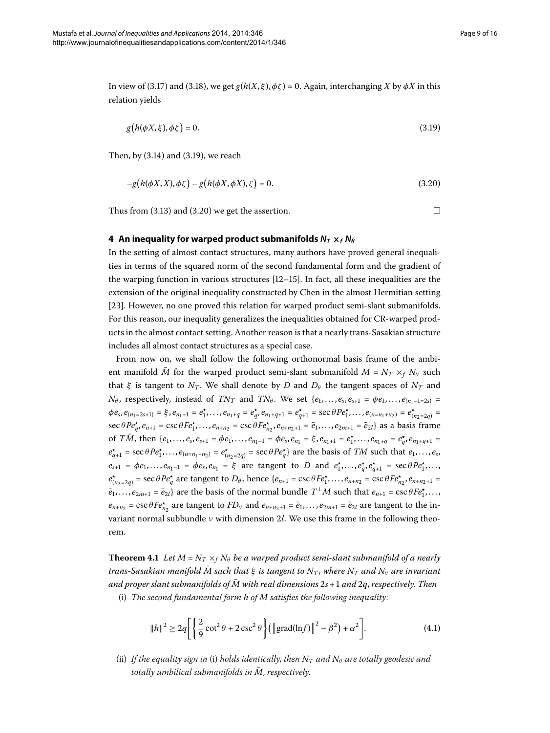In view of (3.17) and (3.18), we get $g(h(X,\xi),\phi\zeta)=0$. Again, interchanging $X$ by $\phi X$ in this relation yields

$$g\big(h(\phi X,\xi),\phi\zeta\big)=0. \tag{3.19}$$

Then, by (3.14) and (3.19), we reach

$$-g\big(h(\phi X,X),\phi\zeta\big)-g\big(h(\phi X,\phi X),\zeta\big)=0. \tag{3.20}$$

Thus from (3.13) and (3.20) we get the assertion. □

## 4 An inequality for warped product submanifolds $N_T\times_f N_\theta$

In the setting of almost contact structures, many authors have proved general inequalities in terms of the squared norm of the second fundamental form and the gradient of the warping function in various structures [12–15]. In fact, all these inequalities are the extension of the original inequality constructed by Chen in the almost Hermitian setting [23]. However, no one proved this relation for warped product semi-slant submanifolds. For this reason, our inequality generalizes the inequalities obtained for CR-warped products in the almost contact setting. Another reason is that a nearly trans-Sasakian structure includes all almost contact structures as a special case.

From now on, we shall follow the following orthonormal basis frame of the ambient manifold $\bar{M}$ for the warped product semi-slant submanifold $M=N_T\times_f N_\theta$ such that $\xi$ is tangent to $N_T$. We shall denote by $D$ and $D_\theta$ the tangent spaces of $N_T$ and $N_\theta$, respectively, instead of $TN_T$ and $TN_\theta$. We set $\{e_1,\ldots,e_s,e_{s+1}=\phi e_1,\ldots,e_{(n_1-1=2s)}=\phi e_s,e_{(n_1=2s+1)}=\xi,e_{n_1+1}=e_1^\star,\ldots,e_{n_1+q}=e_q^\star,e_{n_1+q+1}=e_{q+1}^\star=\sec\theta Pe_1^\star,\ldots,e_{(n=n_1+n_2)}=e_{(n_2=2q)}^\star=\sec\theta Pe_q^\star,e_{n+1}=\csc\theta Fe_1^\star,\ldots,e_{n+n_2}=\csc\theta Fe_{n_2}^\star,e_{n+n_2+1}=\bar{e}_1,\ldots,e_{2m+1}=\bar{e}_{2l}\}$ as a basis frame of $T\bar{M}$, then $\{e_1,\ldots,e_s,e_{s+1}=\phi e_1,\ldots,e_{n_1-1}=\phi e_s,e_{n_1}=\xi,e_{n_1+1}=e_1^\star,\ldots,e_{n_1+q}=e_q^\star,e_{n_1+q+1}=e_{q+1}^\star=\sec\theta Pe_1^\star,\ldots,e_{(n=n_1+n_2)}=e_{(n_2=2q)}^\star=\sec\theta Pe_q^\star\}$ are the basis of $TM$ such that $e_1,\ldots,e_s$, $e_{s+1}=\phi e_1,\ldots,e_{n_1-1}=\phi e_s,e_{n_1}=\xi$ are tangent to $D$ and $e_1^\star,\ldots,e_q^\star,e_{q+1}^\star=\sec\theta Pe_1^\star,\ldots,e_{(n_2=2q)}^\star=\sec\theta Pe_q^\star$ are tangent to $D_\theta$, hence $\{e_{n+1}=\csc\theta Fe_1^\star,\ldots,e_{n+n_2}=\csc\theta Fe_{n_2}^\star,e_{n+n_2+1}=\bar{e}_1,\ldots,e_{2m+1}=\bar{e}_{2l}\}$ are the basis of the normal bundle $T^\perp M$ such that $e_{n+1}=\csc\theta Fe_1^\star,\ldots,e_{n+n_2}=\csc\theta Fe_{n_2}^\star$ are tangent to $FD_\theta$ and $e_{n+n_2+1}=\bar{e}_1,\ldots,e_{2m+1}=\bar{e}_{2l}$ are tangent to the invariant normal subbundle $\nu$ with dimension $2l$. We use this frame in the following theorem.

**Theorem 4.1** *Let $M=N_T\times_f N_\theta$ be a warped product semi-slant submanifold of a nearly trans-Sasakian manifold $\bar{M}$ such that $\xi$ is tangent to $N_T$, where $N_T$ and $N_\theta$ are invariant and proper slant submanifolds of $\bar{M}$ with real dimensions $2s+1$ and $2q$, respectively. Then*

(i) *The second fundamental form $h$ of $M$ satisfies the following inequality*:

$$\|h\|^2\geq 2q\bigg[\bigg\{\frac{2}{9}\cot^2\theta+2\csc^2\theta\bigg\}\big(\big\|\operatorname{grad}(\ln f)\big\|^2-\beta^2\big)+\alpha^2\bigg]. \tag{4.1}$$

(ii) *If the equality sign in* (i) *holds identically, then $N_T$ and $N_\theta$ are totally geodesic and totally umbilical submanifolds in $\bar{M}$, respectively.*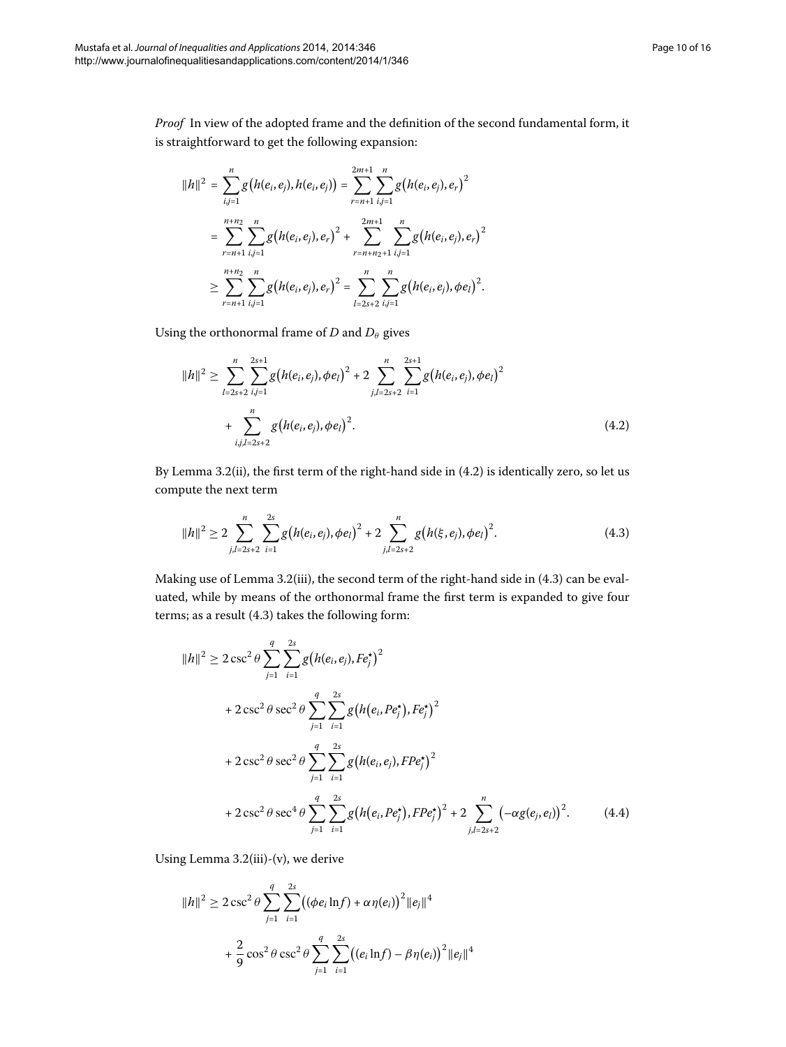*Proof* In view of the adopted frame and the definition of the second fundamental form, it is straightforward to get the following expansion:

$$
\begin{aligned}
\|h\|^2 &= \sum_{i,j=1}^{n} g\big(h(e_i,e_j),h(e_i,e_j)\big) = \sum_{r=n+1}^{2m+1}\sum_{i,j=1}^{n} g\big(h(e_i,e_j),e_r\big)^2 \\
&= \sum_{r=n+1}^{n+n_2}\sum_{i,j=1}^{n} g\big(h(e_i,e_j),e_r\big)^2 + \sum_{r=n+n_2+1}^{2m+1}\sum_{i,j=1}^{n} g\big(h(e_i,e_j),e_r\big)^2 \\
&\geq \sum_{r=n+1}^{n+n_2}\sum_{i,j=1}^{n} g\big(h(e_i,e_j),e_r\big)^2 = \sum_{l=2s+2}^{n}\sum_{i,j=1}^{n} g\big(h(e_i,e_j),\phi e_l\big)^2.
\end{aligned}
$$

Using the orthonormal frame of $D$ and $D_\theta$ gives

$$
\begin{aligned}
\|h\|^2 \geq{}& \sum_{l=2s+2}^{n}\sum_{i,j=1}^{2s+1} g\big(h(e_i,e_j),\phi e_l\big)^2 + 2\sum_{j,l=2s+2}^{n}\sum_{i=1}^{2s+1} g\big(h(e_i,e_j),\phi e_l\big)^2 \\
&+ \sum_{i,j,l=2s+2}^{n} g\big(h(e_i,e_j),\phi e_l\big)^2. \qquad (4.2)
\end{aligned}
$$

By Lemma 3.2(ii), the first term of the right-hand side in (4.2) is identically zero, so let us compute the next term

$$
\|h\|^2 \geq 2\sum_{j,l=2s+2}^{n}\sum_{i=1}^{2s} g\big(h(e_i,e_j),\phi e_l\big)^2 + 2\sum_{j,l=2s+2}^{n} g\big(h(\xi,e_j),\phi e_l\big)^2. \qquad (4.3)
$$

Making use of Lemma 3.2(iii), the second term of the right-hand side in (4.3) can be evaluated, while by means of the orthonormal frame the first term is expanded to give four terms; as a result (4.3) takes the following form:

$$
\begin{aligned}
\|h\|^2 \geq{}& 2\csc^2\theta \sum_{j=1}^{q}\sum_{i=1}^{2s} g\big(h(e_i,e_j),Fe_j^\star\big)^2 \\
&+ 2\csc^2\theta\sec^2\theta \sum_{j=1}^{q}\sum_{i=1}^{2s} g\big(h\big(e_i,Pe_j^\star\big),Fe_j^\star\big)^2 \\
&+ 2\csc^2\theta\sec^2\theta \sum_{j=1}^{q}\sum_{i=1}^{2s} g\big(h(e_i,e_j),FPe_j^\star\big)^2 \\
&+ 2\csc^2\theta\sec^4\theta \sum_{j=1}^{q}\sum_{i=1}^{2s} g\big(h\big(e_i,Pe_j^\star\big),FPe_j^\star\big)^2 + 2\sum_{j,l=2s+2}^{n} \big(-\alpha g(e_j,e_l)\big)^2. \qquad (4.4)
\end{aligned}
$$

Using Lemma 3.2(iii)-(v), we derive

$$
\begin{aligned}
\|h\|^2 \geq{}& 2\csc^2\theta \sum_{j=1}^{q}\sum_{i=1}^{2s} \big((\phi e_i \ln f) + \alpha\eta(e_i)\big)^2 \|e_j\|^4 \\
&+ \frac{2}{9}\cos^2\theta\csc^2\theta \sum_{j=1}^{q}\sum_{i=1}^{2s} \big((e_i \ln f) - \beta\eta(e_i)\big)^2 \|e_j\|^4
\end{aligned}
$$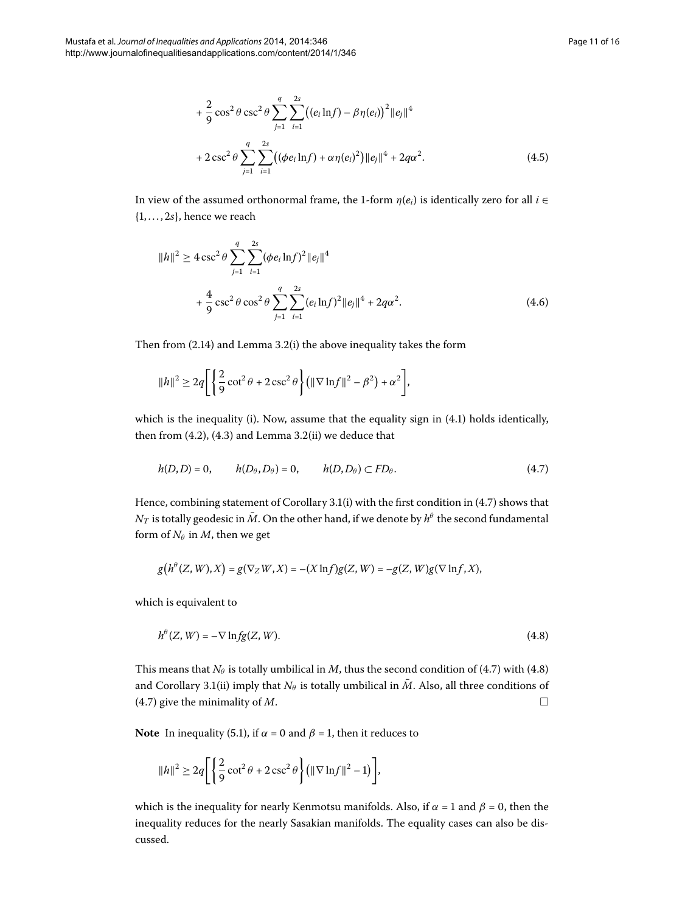$$+\frac{2}{9}\cos^2\theta\csc^2\theta\sum_{j=1}^{q}\sum_{i=1}^{2s}\big((e_i\ln f)-\beta\eta(e_i)\big)^2\|e_j\|^4$$

$$+2\csc^2\theta\sum_{j=1}^{q}\sum_{i=1}^{2s}\big((\phi e_i\ln f)+\alpha\eta(e_i)^2\big)\|e_j\|^4+2q\alpha^2. \tag{4.5}$$

In view of the assumed orthonormal frame, the 1-form $\eta(e_i)$ is identically zero for all $i \in \{1,\dots,2s\}$, hence we reach

$$\|h\|^2 \geq 4\csc^2\theta\sum_{j=1}^{q}\sum_{i=1}^{2s}(\phi e_i\ln f)^2\|e_j\|^4$$

$$+\frac{4}{9}\csc^2\theta\cos^2\theta\sum_{j=1}^{q}\sum_{i=1}^{2s}(e_i\ln f)^2\|e_j\|^4+2q\alpha^2. \tag{4.6}$$

Then from (2.14) and Lemma 3.2(i) the above inequality takes the form

$$\|h\|^2 \geq 2q\left[\left\{\frac{2}{9}\cot^2\theta+2\csc^2\theta\right\}\big(\|\nabla\ln f\|^2-\beta^2\big)+\alpha^2\right],$$

which is the inequality (i). Now, assume that the equality sign in (4.1) holds identically, then from (4.2), (4.3) and Lemma 3.2(ii) we deduce that

$$h(D,D)=0,\qquad h(D_\theta,D_\theta)=0,\qquad h(D,D_\theta)\subset FD_\theta. \tag{4.7}$$

Hence, combining statement of Corollary 3.1(i) with the first condition in (4.7) shows that $N_T$ is totally geodesic in $\bar{M}$. On the other hand, if we denote by $h^\theta$ the second fundamental form of $N_\theta$ in $M$, then we get

$$g\big(h^\theta(Z,W),X\big)=g(\nabla_Z W,X)=-(X\ln f)g(Z,W)=-g(Z,W)g(\nabla\ln f,X),$$

which is equivalent to

$$h^\theta(Z,W)=-\nabla\ln f g(Z,W). \tag{4.8}$$

This means that $N_\theta$ is totally umbilical in $M$, thus the second condition of (4.7) with (4.8) and Corollary 3.1(ii) imply that $N_\theta$ is totally umbilical in $\bar{M}$. Also, all three conditions of (4.7) give the minimality of $M$. □

**Note** In inequality (5.1), if $\alpha = 0$ and $\beta = 1$, then it reduces to

$$\|h\|^2 \geq 2q\left[\left\{\frac{2}{9}\cot^2\theta+2\csc^2\theta\right\}\big(\|\nabla\ln f\|^2-1\big)\right],$$

which is the inequality for nearly Kenmotsu manifolds. Also, if $\alpha = 1$ and $\beta = 0$, then the inequality reduces for the nearly Sasakian manifolds. The equality cases can also be discussed.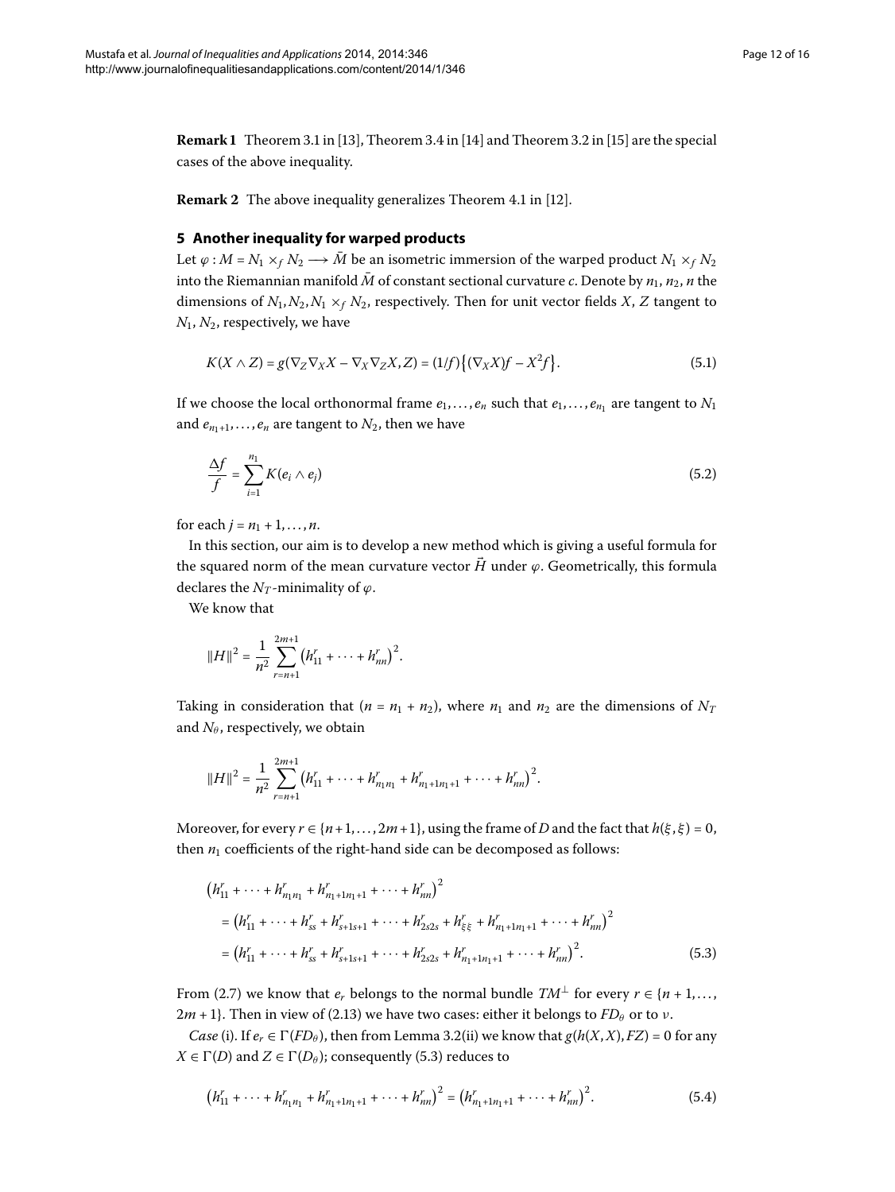**Remark 1** Theorem 3.1 in [13], Theorem 3.4 in [14] and Theorem 3.2 in [15] are the special cases of the above inequality.

**Remark 2** The above inequality generalizes Theorem 4.1 in [12].

## 5 Another inequality for warped products

Let $\varphi : M = N_1 \times_f N_2 \longrightarrow \bar{M}$ be an isometric immersion of the warped product $N_1 \times_f N_2$ into the Riemannian manifold $\bar{M}$ of constant sectional curvature $c$. Denote by $n_1, n_2, n$ the dimensions of $N_1, N_2, N_1 \times_f N_2$, respectively. Then for unit vector fields $X$, $Z$ tangent to $N_1$, $N_2$, respectively, we have

$$K(X \wedge Z) = g(\nabla_Z \nabla_X X - \nabla_X \nabla_Z X, Z) = (1/f)\{(\nabla_X X)f - X^2 f\}. \tag{5.1}$$

If we choose the local orthonormal frame $e_1, \ldots, e_n$ such that $e_1, \ldots, e_{n_1}$ are tangent to $N_1$ and $e_{n_1+1}, \ldots, e_n$ are tangent to $N_2$, then we have

$$\frac{\Delta f}{f} = \sum_{i=1}^{n_1} K(e_i \wedge e_j) \tag{5.2}$$

for each $j = n_1 + 1, \ldots, n$.

In this section, our aim is to develop a new method which is giving a useful formula for the squared norm of the mean curvature vector $\vec{H}$ under $\varphi$. Geometrically, this formula declares the $N_T$-minimality of $\varphi$.

We know that

$$\|H\|^2 = \frac{1}{n^2} \sum_{r=n+1}^{2m+1} \left(h_{11}^r + \cdots + h_{nn}^r\right)^2.$$

Taking in consideration that ($n = n_1 + n_2$), where $n_1$ and $n_2$ are the dimensions of $N_T$ and $N_\theta$, respectively, we obtain

$$\|H\|^2 = \frac{1}{n^2} \sum_{r=n+1}^{2m+1} \left(h_{11}^r + \cdots + h_{n_1 n_1}^r + h_{n_1+1 n_1+1}^r + \cdots + h_{nn}^r\right)^2.$$

Moreover, for every $r \in \{n+1, \ldots, 2m+1\}$, using the frame of $D$ and the fact that $h(\xi, \xi) = 0$, then $n_1$ coefficients of the right-hand side can be decomposed as follows:

$$\begin{aligned}
&\left(h_{11}^r + \cdots + h_{n_1 n_1}^r + h_{n_1+1 n_1+1}^r + \cdots + h_{nn}^r\right)^2 \\
&\quad = \left(h_{11}^r + \cdots + h_{ss}^r + h_{s+1 s+1}^r + \cdots + h_{2s 2s}^r + h_{\xi\xi}^r + h_{n_1+1 n_1+1}^r + \cdots + h_{nn}^r\right)^2 \\
&\quad = \left(h_{11}^r + \cdots + h_{ss}^r + h_{s+1 s+1}^r + \cdots + h_{2s 2s}^r + h_{n_1+1 n_1+1}^r + \cdots + h_{nn}^r\right)^2.
\end{aligned} \tag{5.3}$$

From (2.7) we know that $e_r$ belongs to the normal bundle $TM^\perp$ for every $r \in \{n+1, \ldots, 2m+1\}$. Then in view of (2.13) we have two cases: either it belongs to $FD_\theta$ or to $\nu$.

*Case* (i). If $e_r \in \Gamma(FD_\theta)$, then from Lemma 3.2(ii) we know that $g(h(X,X), FZ) = 0$ for any $X \in \Gamma(D)$ and $Z \in \Gamma(D_\theta)$; consequently (5.3) reduces to

$$\left(h_{11}^r + \cdots + h_{n_1 n_1}^r + h_{n_1+1 n_1+1}^r + \cdots + h_{nn}^r\right)^2 = \left(h_{n_1+1 n_1+1}^r + \cdots + h_{nn}^r\right)^2. \tag{5.4}$$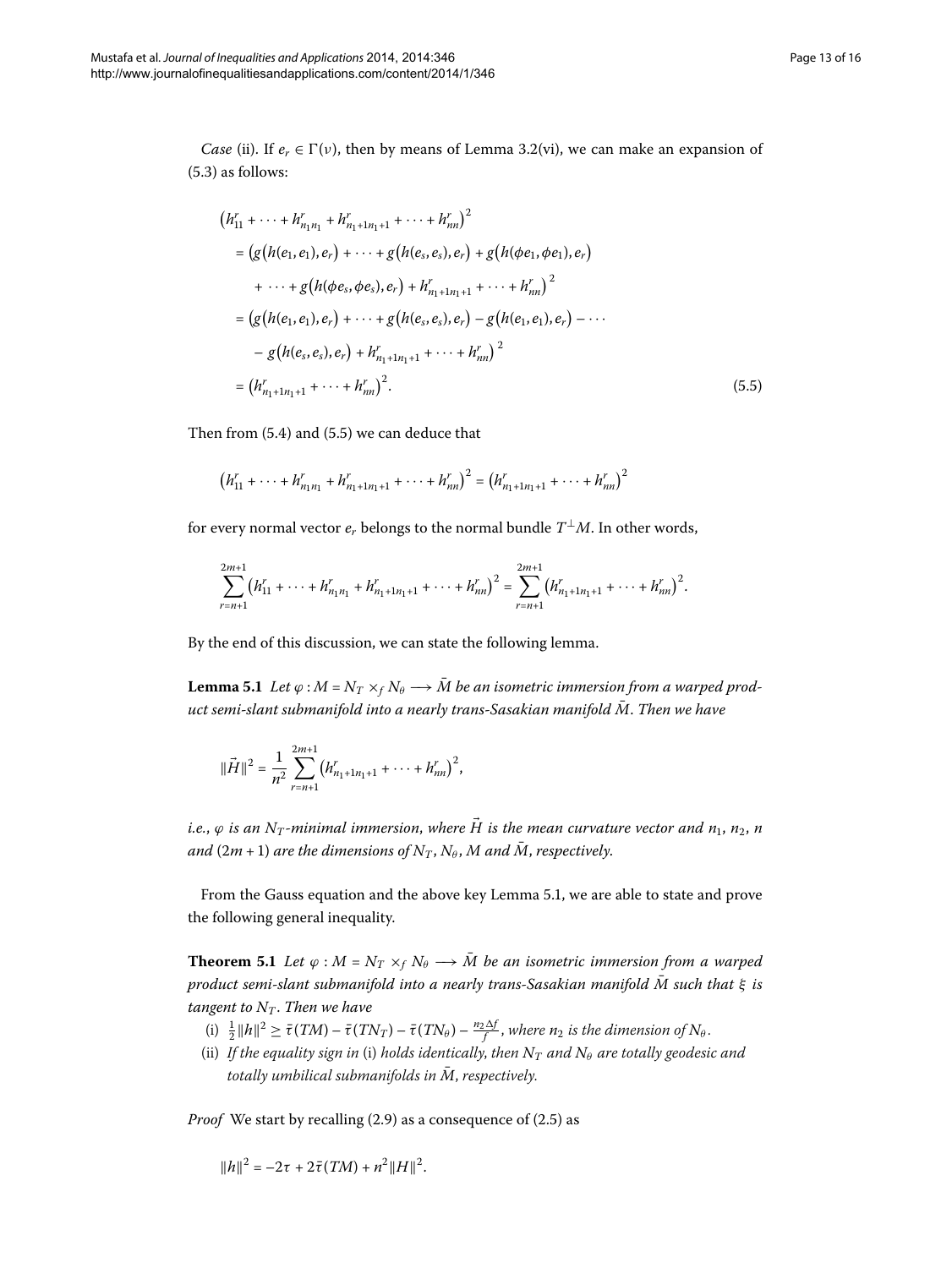*Case* (ii). If $e_r \in \Gamma(\nu)$, then by means of Lemma 3.2(vi), we can make an expansion of (5.3) as follows:

$$
\begin{aligned}
&\left(h_{11}^r + \cdots + h_{n_1n_1}^r + h_{n_1+1n_1+1}^r + \cdots + h_{nn}^r\right)^2 \\
&\quad = \left(g\left(h(e_1,e_1),e_r\right) + \cdots + g\left(h(e_s,e_s),e_r\right) + g\left(h(\phi e_1,\phi e_1),e_r\right)\right. \\
&\qquad \left. + \cdots + g\left(h(\phi e_s,\phi e_s),e_r\right) + h_{n_1+1n_1+1}^r + \cdots + h_{nn}^r\right)^2 \\
&\quad = \left(g\left(h(e_1,e_1),e_r\right) + \cdots + g\left(h(e_s,e_s),e_r\right) - g\left(h(e_1,e_1),e_r\right) - \cdots\right. \\
&\qquad \left. - g\left(h(e_s,e_s),e_r\right) + h_{n_1+1n_1+1}^r + \cdots + h_{nn}^r\right)^2 \\
&\quad = \left(h_{n_1+1n_1+1}^r + \cdots + h_{nn}^r\right)^2.
\end{aligned}
\tag{5.5}
$$

Then from (5.4) and (5.5) we can deduce that

$$
\left(h_{11}^r + \cdots + h_{n_1n_1}^r + h_{n_1+1n_1+1}^r + \cdots + h_{nn}^r\right)^2 = \left(h_{n_1+1n_1+1}^r + \cdots + h_{nn}^r\right)^2
$$

for every normal vector $e_r$ belongs to the normal bundle $T^\perp M$. In other words,

$$
\sum_{r=n+1}^{2m+1}\left(h_{11}^r + \cdots + h_{n_1n_1}^r + h_{n_1+1n_1+1}^r + \cdots + h_{nn}^r\right)^2 = \sum_{r=n+1}^{2m+1}\left(h_{n_1+1n_1+1}^r + \cdots + h_{nn}^r\right)^2.
$$

By the end of this discussion, we can state the following lemma.

**Lemma 5.1** *Let $\varphi : M = N_T \times_f N_\theta \longrightarrow \bar{M}$ be an isometric immersion from a warped product semi-slant submanifold into a nearly trans-Sasakian manifold $\bar{M}$. Then we have*

$$
\|\vec{H}\|^2 = \frac{1}{n^2}\sum_{r=n+1}^{2m+1}\left(h_{n_1+1n_1+1}^r + \cdots + h_{nn}^r\right)^2,
$$

*i.e., $\varphi$ is an $N_T$-minimal immersion, where $\vec{H}$ is the mean curvature vector and $n_1$, $n_2$, $n$ and $(2m+1)$ are the dimensions of $N_T$, $N_\theta$, $M$ and $\bar{M}$, respectively.*

From the Gauss equation and the above key Lemma 5.1, we are able to state and prove the following general inequality.

**Theorem 5.1** *Let $\varphi : M = N_T \times_f N_\theta \longrightarrow \bar{M}$ be an isometric immersion from a warped product semi-slant submanifold into a nearly trans-Sasakian manifold $\bar{M}$ such that $\xi$ is tangent to $N_T$. Then we have*

- (i) $\frac{1}{2}\|h\|^2 \geq \bar{\tau}(TM) - \bar{\tau}(TN_T) - \bar{\tau}(TN_\theta) - \frac{n_2\Delta f}{f}$, *where $n_2$ is the dimension of $N_\theta$.*
- (ii) *If the equality sign in* (i) *holds identically, then $N_T$ and $N_\theta$ are totally geodesic and totally umbilical submanifolds in $\bar{M}$, respectively.*

*Proof* We start by recalling (2.9) as a consequence of (2.5) as

$$
\|h\|^2 = -2\tau + 2\bar{\tau}(TM) + n^2\|H\|^2.
$$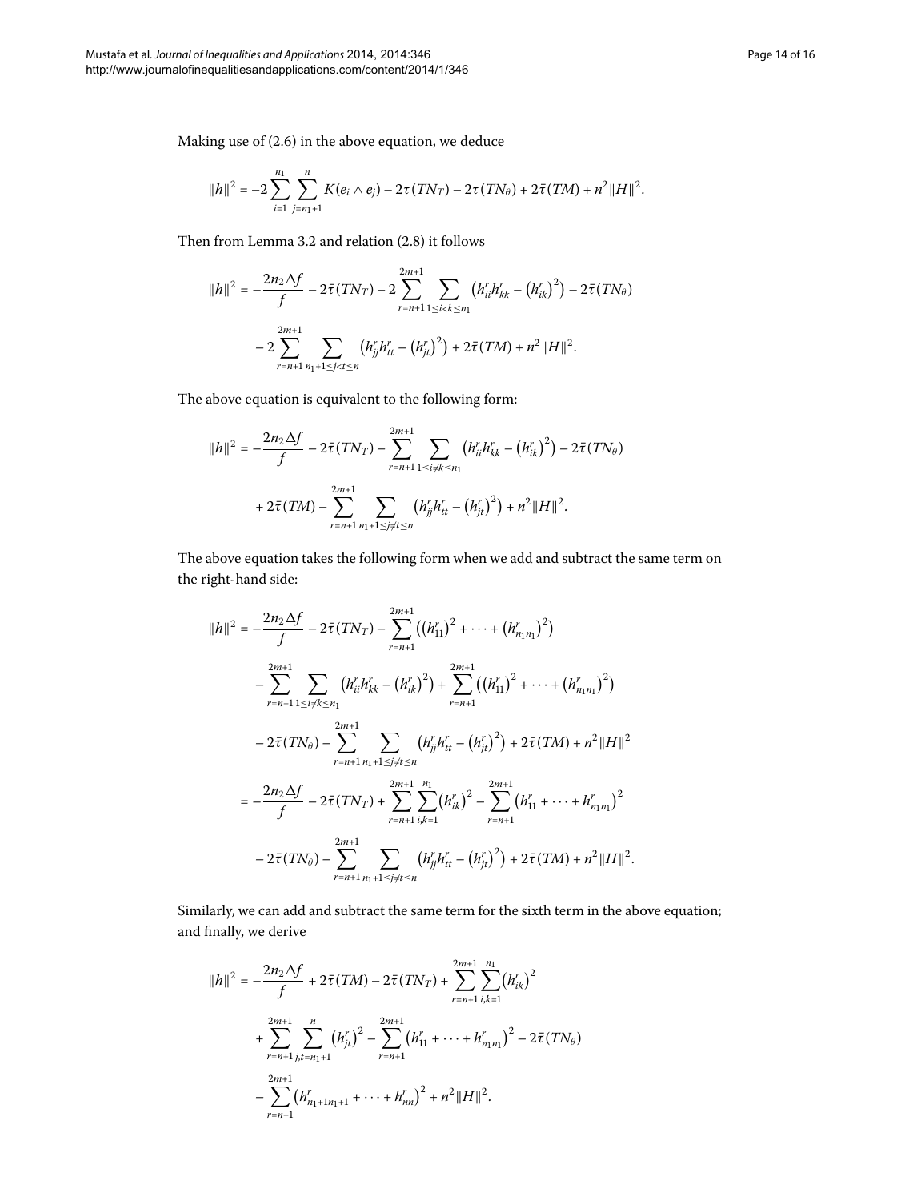Making use of (2.6) in the above equation, we deduce

$$\|h\|^2 = -2\sum_{i=1}^{n_1}\sum_{j=n_1+1}^{n} K(e_i \wedge e_j) - 2\tau(TN_T) - 2\tau(TN_\theta) + 2\bar{\tau}(TM) + n^2\|H\|^2.$$

Then from Lemma 3.2 and relation (2.8) it follows

$$\begin{aligned}
\|h\|^2 &= -\frac{2n_2\Delta f}{f} - 2\bar{\tau}(TN_T) - 2\sum_{r=n+1}^{2m+1}\sum_{1\le i<k\le n_1}\left(h_{ii}^r h_{kk}^r - \left(h_{ik}^r\right)^2\right) - 2\bar{\tau}(TN_\theta) \\
&\quad - 2\sum_{r=n+1}^{2m+1}\sum_{n_1+1\le j<t\le n}\left(h_{jj}^r h_{tt}^r - \left(h_{jt}^r\right)^2\right) + 2\bar{\tau}(TM) + n^2\|H\|^2.
\end{aligned}$$

The above equation is equivalent to the following form:

$$\begin{aligned}
\|h\|^2 &= -\frac{2n_2\Delta f}{f} - 2\bar{\tau}(TN_T) - \sum_{r=n+1}^{2m+1}\sum_{1\le i\ne k\le n_1}\left(h_{ii}^r h_{kk}^r - \left(h_{ik}^r\right)^2\right) - 2\bar{\tau}(TN_\theta) \\
&\quad + 2\bar{\tau}(TM) - \sum_{r=n+1}^{2m+1}\sum_{n_1+1\le j\ne t\le n}\left(h_{jj}^r h_{tt}^r - \left(h_{jt}^r\right)^2\right) + n^2\|H\|^2.
\end{aligned}$$

The above equation takes the following form when we add and subtract the same term on the right-hand side:

$$\begin{aligned}
\|h\|^2 &= -\frac{2n_2\Delta f}{f} - 2\bar{\tau}(TN_T) - \sum_{r=n+1}^{2m+1}\left(\left(h_{11}^r\right)^2 + \cdots + \left(h_{n_1n_1}^r\right)^2\right) \\
&\quad - \sum_{r=n+1}^{2m+1}\sum_{1\le i\ne k\le n_1}\left(h_{ii}^r h_{kk}^r - \left(h_{ik}^r\right)^2\right) + \sum_{r=n+1}^{2m+1}\left(\left(h_{11}^r\right)^2 + \cdots + \left(h_{n_1n_1}^r\right)^2\right) \\
&\quad - 2\bar{\tau}(TN_\theta) - \sum_{r=n+1}^{2m+1}\sum_{n_1+1\le j\ne t\le n}\left(h_{jj}^r h_{tt}^r - \left(h_{jt}^r\right)^2\right) + 2\bar{\tau}(TM) + n^2\|H\|^2 \\
&= -\frac{2n_2\Delta f}{f} - 2\bar{\tau}(TN_T) + \sum_{r=n+1}^{2m+1}\sum_{i,k=1}^{n_1}\left(h_{ik}^r\right)^2 - \sum_{r=n+1}^{2m+1}\left(h_{11}^r + \cdots + h_{n_1n_1}^r\right)^2 \\
&\quad - 2\bar{\tau}(TN_\theta) - \sum_{r=n+1}^{2m+1}\sum_{n_1+1\le j\ne t\le n}\left(h_{jj}^r h_{tt}^r - \left(h_{jt}^r\right)^2\right) + 2\bar{\tau}(TM) + n^2\|H\|^2.
\end{aligned}$$

Similarly, we can add and subtract the same term for the sixth term in the above equation; and finally, we derive

$$\begin{aligned}
\|h\|^2 &= -\frac{2n_2\Delta f}{f} + 2\bar{\tau}(TM) - 2\bar{\tau}(TN_T) + \sum_{r=n+1}^{2m+1}\sum_{i,k=1}^{n_1}\left(h_{ik}^r\right)^2 \\
&\quad + \sum_{r=n+1}^{2m+1}\sum_{j,t=n_1+1}^{n}\left(h_{jt}^r\right)^2 - \sum_{r=n+1}^{2m+1}\left(h_{11}^r + \cdots + h_{n_1n_1}^r\right)^2 - 2\bar{\tau}(TN_\theta) \\
&\quad - \sum_{r=n+1}^{2m+1}\left(h_{n_1+1n_1+1}^r + \cdots + h_{nn}^r\right)^2 + n^2\|H\|^2.
\end{aligned}$$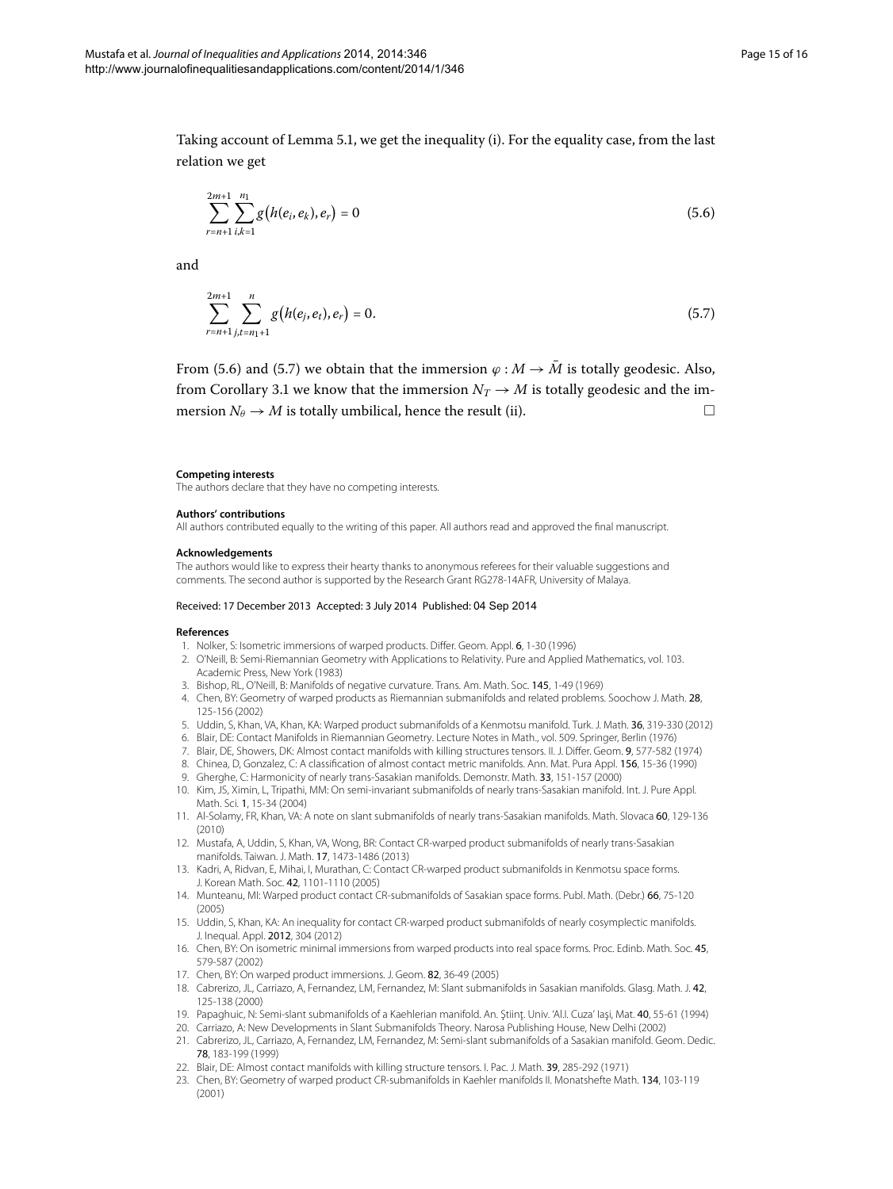Taking account of Lemma 5.1, we get the inequality (i). For the equality case, from the last relation we get

$$\sum_{r=n+1}^{2m+1} \sum_{i,k=1}^{n_1} g\big(h(e_i, e_k), e_r\big) = 0 \tag{5.6}$$

and

$$\sum_{r=n+1}^{2m+1} \sum_{j,t=n_1+1}^{n} g\big(h(e_j, e_t), e_r\big) = 0. \tag{5.7}$$

From (5.6) and (5.7) we obtain that the immersion $\varphi : M \to \bar{M}$ is totally geodesic. Also, from Corollary 3.1 we know that the immersion $N_T \to M$ is totally geodesic and the immersion $N_\theta \to M$ is totally umbilical, hence the result (ii). □

#### Competing interests

The authors declare that they have no competing interests.

#### Authors' contributions

All authors contributed equally to the writing of this paper. All authors read and approved the final manuscript.

#### Acknowledgements

The authors would like to express their hearty thanks to anonymous referees for their valuable suggestions and comments. The second author is supported by the Research Grant RG278-14AFR, University of Malaya.

Received: 17 December 2013 Accepted: 3 July 2014 Published: 04 Sep 2014

#### References

1. Nolker, S: Isometric immersions of warped products. Differ. Geom. Appl. **6**, 1-30 (1996)
2. O'Neill, B: Semi-Riemannian Geometry with Applications to Relativity. Pure and Applied Mathematics, vol. 103. Academic Press, New York (1983)
3. Bishop, RL, O'Neill, B: Manifolds of negative curvature. Trans. Am. Math. Soc. **145**, 1-49 (1969)
4. Chen, BY: Geometry of warped products as Riemannian submanifolds and related problems. Soochow J. Math. **28**, 125-156 (2002)
5. Uddin, S, Khan, VA, Khan, KA: Warped product submanifolds of a Kenmotsu manifold. Turk. J. Math. **36**, 319-330 (2012)
6. Blair, DE: Contact Manifolds in Riemannian Geometry. Lecture Notes in Math., vol. 509. Springer, Berlin (1976)
7. Blair, DE, Showers, DK: Almost contact manifolds with killing structures tensors. II. J. Differ. Geom. **9**, 577-582 (1974)
8. Chinea, D, Gonzalez, C: A classification of almost contact metric manifolds. Ann. Mat. Pura Appl. **156**, 15-36 (1990)
9. Gherghe, C: Harmonicity of nearly trans-Sasakian manifolds. Demonstr. Math. **33**, 151-157 (2000)
10. Kim, JS, Ximin, L, Tripathi, MM: On semi-invariant submanifolds of nearly trans-Sasakian manifold. Int. J. Pure Appl. Math. Sci. **1**, 15-34 (2004)
11. Al-Solamy, FR, Khan, VA: A note on slant submanifolds of nearly trans-Sasakian manifolds. Math. Slovaca **60**, 129-136 (2010)
12. Mustafa, A, Uddin, S, Khan, VA, Wong, BR: Contact CR-warped product submanifolds of nearly trans-Sasakian manifolds. Taiwan. J. Math. **17**, 1473-1486 (2013)
13. Kadri, A, Ridvan, E, Mihai, I, Murathan, C: Contact CR-warped product submanifolds in Kenmotsu space forms. J. Korean Math. Soc. **42**, 1101-1110 (2005)
14. Munteanu, MI: Warped product contact CR-submanifolds of Sasakian space forms. Publ. Math. (Debr.) **66**, 75-120 (2005)
15. Uddin, S, Khan, KA: An inequality for contact CR-warped product submanifolds of nearly cosymplectic manifolds. J. Inequal. Appl. **2012**, 304 (2012)
16. Chen, BY: On isometric minimal immersions from warped products into real space forms. Proc. Edinb. Math. Soc. **45**, 579-587 (2002)
17. Chen, BY: On warped product immersions. J. Geom. **82**, 36-49 (2005)
18. Cabrerizo, JL, Carriazo, A, Fernandez, LM, Fernandez, M: Slant submanifolds in Sasakian manifolds. Glasg. Math. J. **42**, 125-138 (2000)
19. Papaghuic, N: Semi-slant submanifolds of a Kaehlerian manifold. An. Ştiinţ. Univ. 'Al.I. Cuza' Iaşi, Mat. **40**, 55-61 (1994)
20. Carriazo, A: New Developments in Slant Submanifolds Theory. Narosa Publishing House, New Delhi (2002)
21. Cabrerizo, JL, Carriazo, A, Fernandez, LM, Fernandez, M: Semi-slant submanifolds of a Sasakian manifold. Geom. Dedic. **78**, 183-199 (1999)
22. Blair, DE: Almost contact manifolds with killing structure tensors. I. Pac. J. Math. **39**, 285-292 (1971)
23. Chen, BY: Geometry of warped product CR-submanifolds in Kaehler manifolds II. Monatshefte Math. **134**, 103-119 (2001)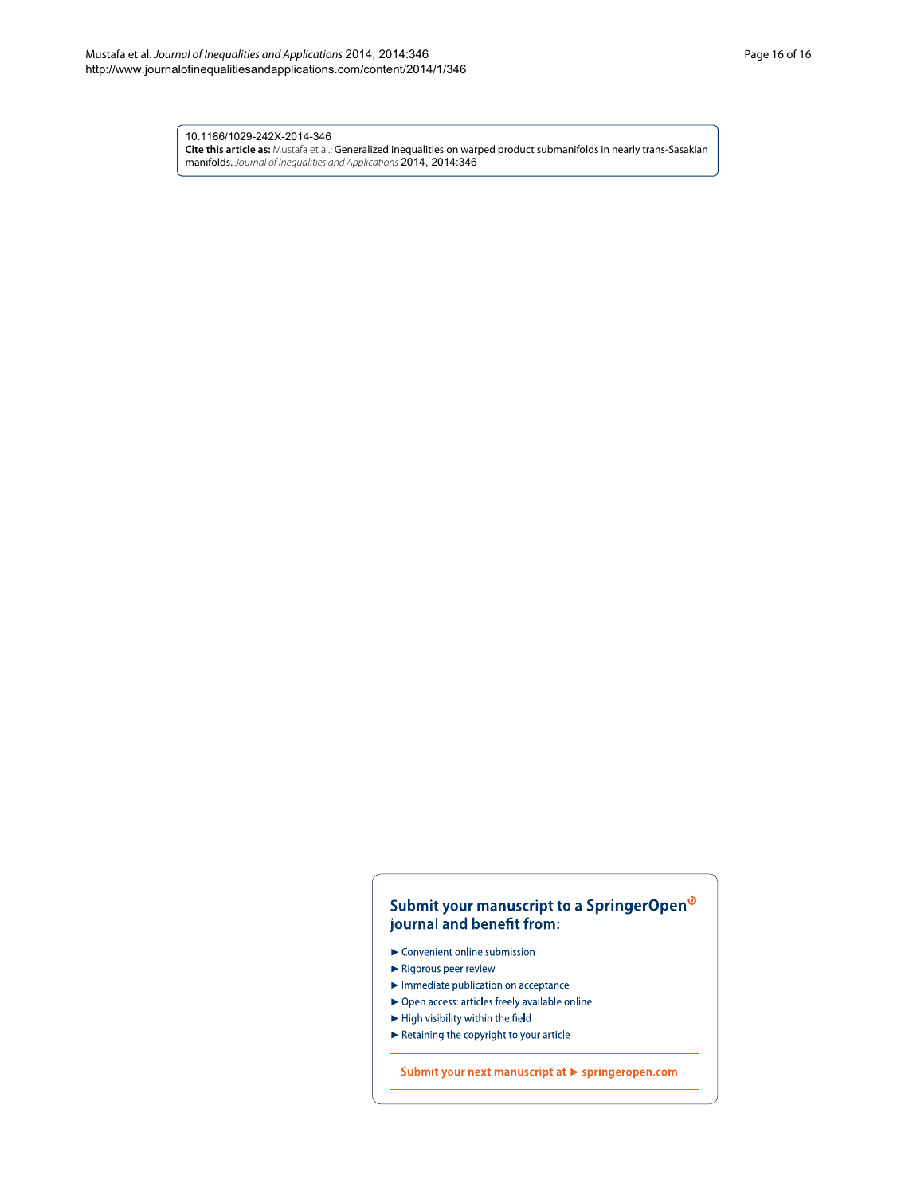10.1186/1029-242X-2014-346

**Cite this article as:** Mustafa et al.: Generalized inequalities on warped product submanifolds in nearly trans-Sasakian manifolds. *Journal of Inequalities and Applications* 2014, 2014:346

**Submit your manuscript to a SpringerOpen journal and benefit from:**

- ► Convenient online submission
- ► Rigorous peer review
- ► Immediate publication on acceptance
- ► Open access: articles freely available online
- ► High visibility within the field
- ► Retaining the copyright to your article

**Submit your next manuscript at ► springeropen.com**